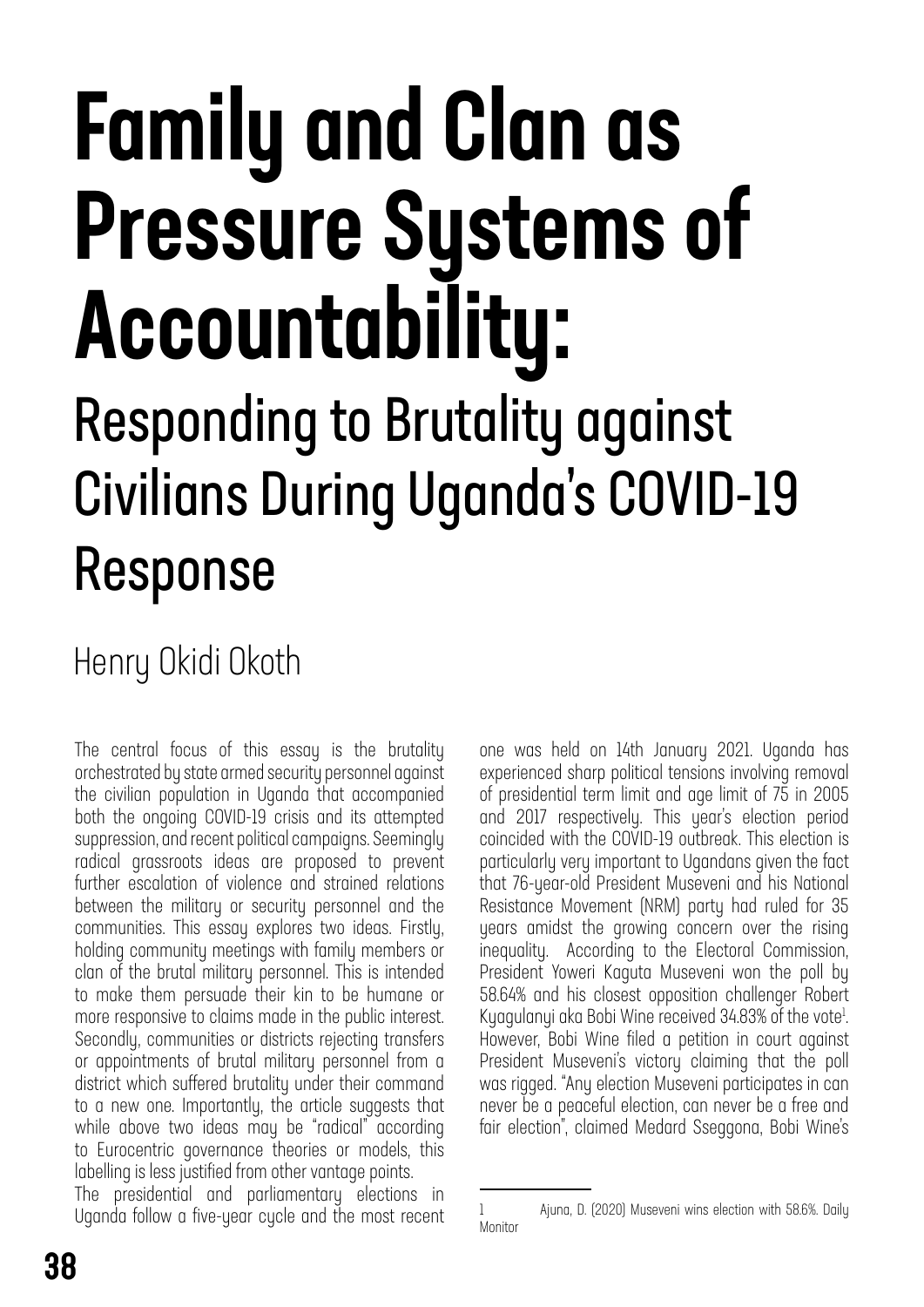# Family and Clan as Pressure Systems of Accountability:

## Responding to Brutality against Civilians During Uganda's COVID-19 Response

Henry Okidi Okoth

The central focus of this essay is the brutality orchestrated by state armed security personnel against the civilian population in Uganda that accompanied both the ongoing COVID-19 crisis and its attempted suppression, and recent political campaigns. Seemingly radical grassroots ideas are proposed to prevent further escalation of violence and strained relations between the military or security personnel and the communities. This essay explores two ideas. Firstly, holding community meetings with family members or clan of the brutal military personnel. This is intended to make them persuade their kin to be humane or more responsive to claims made in the public interest. Secondly, communities or districts rejecting transfers or appointments of brutal military personnel from a district which suffered brutality under their command to a new one. Importantly, the article suggests that while above two ideas may be "radical" according to Eurocentric governance theories or models, this labelling is less justified from other vantage points.

The presidential and parliamentary elections in Uganda follow a five-year cycle and the most recent one was held on 14th January 2021. Uganda has experienced sharp political tensions involving removal of presidential term limit and age limit of 75 in 2005 and 2017 respectively. This year's election period coincided with the COVID-19 outbreak. This election is particularly very important to Ugandans given the fact that 76-year-old President Museveni and his National Resistance Movement (NRM) party had ruled for 35 years amidst the growing concern over the rising inequality. According to the Electoral Commission, President Yoweri Kaguta Museveni won the poll by 58.64% and his closest opposition challenger Robert Kyagulanyi aka Bobi Wine received 34.83% of the vote[1]. However, Bobi Wine filed a petition in court against President Museveni's victory claiming that the poll was rigged. "Any election Museveni participates in can never be a peaceful election, can never be a free and fair election", claimed Medard Sseggona, Bobi Wine's

---

[1] Ajuna, D. (2020) Museveni wins election with 58.6%. Daily Monitor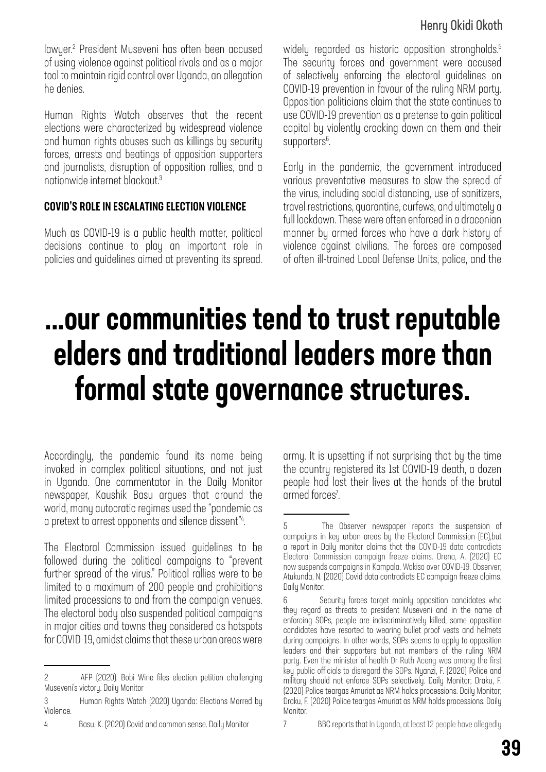lawyer.[2] President Museveni has often been accused of using violence against political rivals and as a major tool to maintain rigid control over Uganda, an allegation he denies.

Human Rights Watch observes that the recent elections were characterized by widespread violence and human rights abuses such as killings by security forces, arrests and beatings of opposition supporters and journalists, disruption of opposition rallies, and a nationwide internet blackout.[3]

### COVID'S ROLE IN ESCALATING ELECTION VIOLENCE

Much as COVID-19 is a public health matter, political decisions continue to play an important role in policies and guidelines aimed at preventing its spread. Accordingly, the pandemic found its name being invoked in complex political situations, and not just in Uganda. One commentator in the Daily Monitor newspaper, Kaushik Basu argues that around the world, many autocratic regimes used the "pandemic as a pretext to arrest opponents and silence dissent"[4].

The Electoral Commission issued guidelines to be followed during the political campaigns to "prevent further spread of the virus." Political rallies were to be limited to a maximum of 200 people and prohibitions limited processions to and from the campaign venues. The electoral body also suspended political campaigns in major cities and towns they considered as hotspots for COVID-19, amidst claims that these urban areas were widely regarded as historic opposition strongholds.[5] The security forces and government were accused of selectively enforcing the electoral guidelines on COVID-19 prevention in favour of the ruling NRM party. Opposition politicians claim that the state continues to use COVID-19 prevention as a pretense to gain political capital by violently cracking down on them and their supporters[6].

Early in the pandemic, the government introduced various preventative measures to slow the spread of the virus, including social distancing, use of sanitizers, travel restrictions, quarantine, curfews, and ultimately a full lockdown. These were often enforced in a draconian manner by armed forces who have a dark history of violence against civilians. The forces are composed of often ill-trained Local Defense Units, police, and the army. It is upsetting if not surprising that by the time the country registered its 1st COVID-19 death, a dozen people had lost their lives at the hands of the brutal armed forces[7].

> **...our communities tend to trust reputable elders and traditional leaders more than formal state governance structures.**

---

2 AFP (2020). Bobi Wine files election petition challenging Museveni's victory. Daily Monitor

3 Human Rights Watch (2020) Uganda: Elections Marred by Violence.

4 Basu, K. (2020) Covid and common sense. Daily Monitor

5 The Observer newspaper reports the suspension of campaigns in key urban areas by the Electoral Commission (EC),but a report in Daily monitor claims that the COVID-19 data contradicts Electoral Commission campaign freeze claims. Orena, A. (2020) EC now suspends campaigns in Kampala, Wakiso over COVID-19. Observer; Atukunda, N. (2020) Covid data contradicts EC campaign freeze claims. Daily Monitor.

6 Security forces target mainly opposition candidates who they regard as threats to president Museveni and in the name of enforcing SOPs, people are indiscriminatively killed, some opposition candidates have resorted to wearing bullet proof vests and helmets during campaigns. In other words, SOPs seems to apply to opposition leaders and their supporters but not members of the ruling NRM party. Even the minister of health Dr Ruth Aceng was among the first key public officials to disregard the SOPs. Nyanzi, F. (2020) Police and military should not enforce SOPs selectively. Daily Monitor; Draku, F. (2020) Police teargas Amuriat as NRM holds processions. Daily Monitor; Draku, F. (2020) Police teargas Amuriat as NRM holds processions. Daily Monitor.

7 BBC reports that In Uganda, at least 12 people have allegedly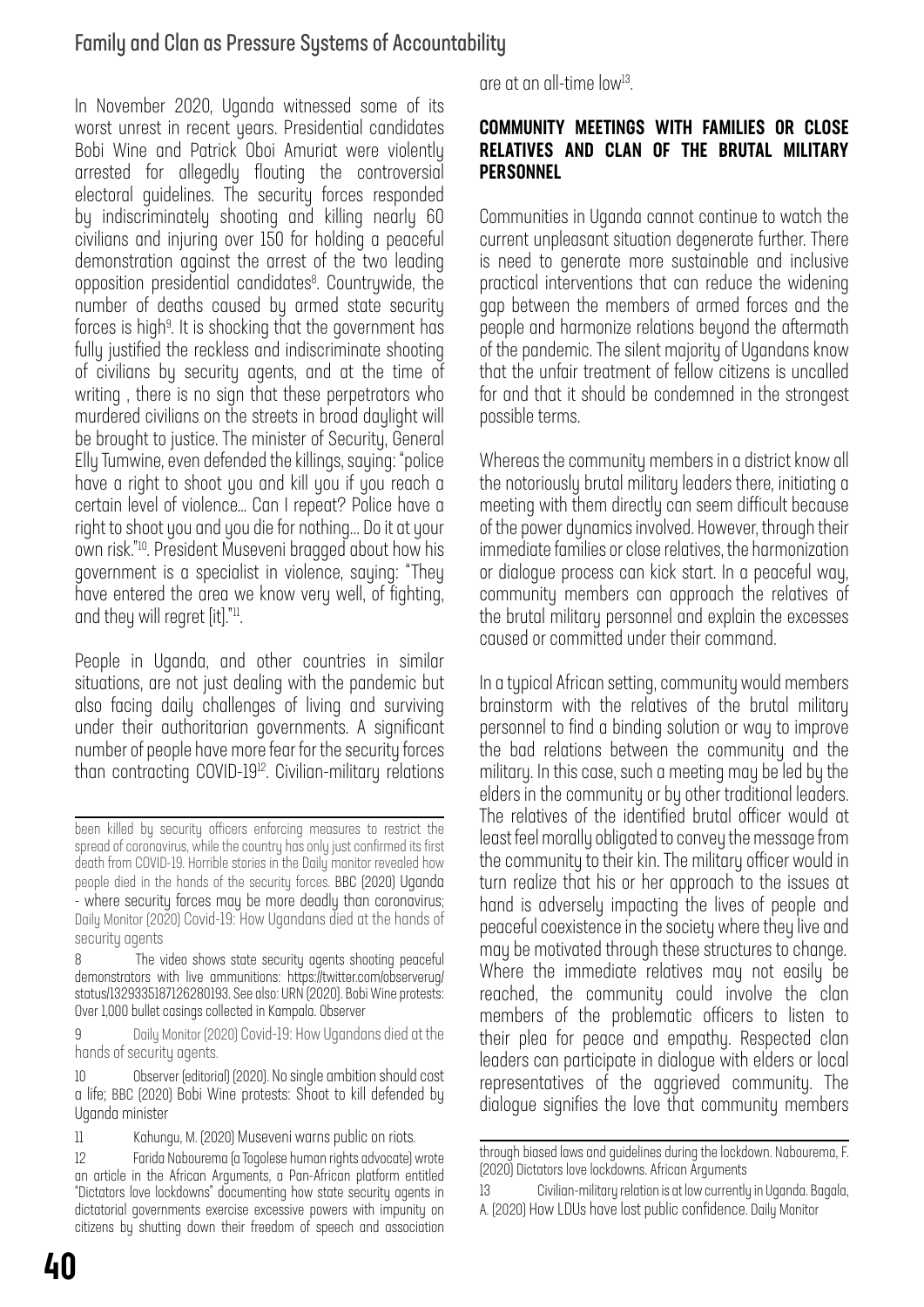In November 2020, Uganda witnessed some of its worst unrest in recent years. Presidential candidates Bobi Wine and Patrick Oboi Amuriat were violently arrested for allegedly flouting the controversial electoral guidelines. The security forces responded by indiscriminately shooting and killing nearly 60 civilians and injuring over 150 for holding a peaceful demonstration against the arrest of the two leading opposition presidential candidates[8]. Countrywide, the number of deaths caused by armed state security forces is high[9]. It is shocking that the government has fully justified the reckless and indiscriminate shooting of civilians by security agents, and at the time of writing , there is no sign that these perpetrators who murdered civilians on the streets in broad daylight will be brought to justice. The minister of Security, General Elly Tumwine, even defended the killings, saying: "police have a right to shoot you and kill you if you reach a certain level of violence… Can I repeat? Police have a right to shoot you and you die for nothing… Do it at your own risk."[10]. President Museveni bragged about how his government is a specialist in violence, saying: "They have entered the area we know very well, of fighting, and they will regret [it]."[11].

People in Uganda, and other countries in similar situations, are not just dealing with the pandemic but also facing daily challenges of living and surviving under their authoritarian governments. A significant number of people have more fear for the security forces than contracting COVID-19[12]. Civilian-military relations are at an all-time low[13].

### COMMUNITY MEETINGS WITH FAMILIES OR CLOSE RELATIVES AND CLAN OF THE BRUTAL MILITARY PERSONNEL

Communities in Uganda cannot continue to watch the current unpleasant situation degenerate further. There is need to generate more sustainable and inclusive practical interventions that can reduce the widening gap between the members of armed forces and the people and harmonize relations beyond the aftermath of the pandemic. The silent majority of Ugandans know that the unfair treatment of fellow citizens is uncalled for and that it should be condemned in the strongest possible terms.

Whereas the community members in a district know all the notoriously brutal military leaders there, initiating a meeting with them directly can seem difficult because of the power dynamics involved. However, through their immediate families or close relatives, the harmonization or dialogue process can kick start. In a peaceful way, community members can approach the relatives of the brutal military personnel and explain the excesses caused or committed under their command.

In a typical African setting, community would members brainstorm with the relatives of the brutal military personnel to find a binding solution or way to improve the bad relations between the community and the military. In this case, such a meeting may be led by the elders in the community or by other traditional leaders. The relatives of the identified brutal officer would at least feel morally obligated to convey the message from the community to their kin. The military officer would in turn realize that his or her approach to the issues at hand is adversely impacting the lives of people and peaceful coexistence in the society where they live and may be motivated through these structures to change. Where the immediate relatives may not easily be reached, the community could involve the clan members of the problematic officers to listen to their plea for peace and empathy. Respected clan leaders can participate in dialogue with elders or local representatives of the aggrieved community. The dialogue signifies the love that community members

---

been killed by security officers enforcing measures to restrict the spread of coronavirus, while the country has only just confirmed its first death from COVID-19. Horrible stories in the Daily monitor revealed how people died in the hands of the security forces. BBC (2020) Uganda - where security forces may be more deadly than coronavirus; Daily Monitor (2020) Covid-19: How Ugandans died at the hands of security agents

8 The video shows state security agents shooting peaceful demonstrators with live ammunitions: https://twitter.com/observerug/status/1329335187126280193. See also: URN (2020). Bobi Wine protests: Over 1,000 bullet casings collected in Kampala. Observer

9 Daily Monitor (2020) Covid-19: How Ugandans died at the hands of security agents.

10 Observer (editorial) (2020). No single ambition should cost a life; BBC (2020) Bobi Wine protests: Shoot to kill defended by Uganda minister

11 Kahungu, M. (2020) Museveni warns public on riots.

12 Farida Nabourema (a Togolese human rights advocate) wrote an article in the African Arguments, a Pan-African platform entitled "Dictators love lockdowns" documenting how state security agents in dictatorial governments exercise excessive powers with impunity on citizens by shutting down their freedom of speech and association through biased laws and guidelines during the lockdown. Nabourema, F. (2020) Dictators love lockdowns. African Arguments

13 Civilian-military relation is at low currently in Uganda. Bagala, A. (2020) How LDUs have lost public confidence. Daily Monitor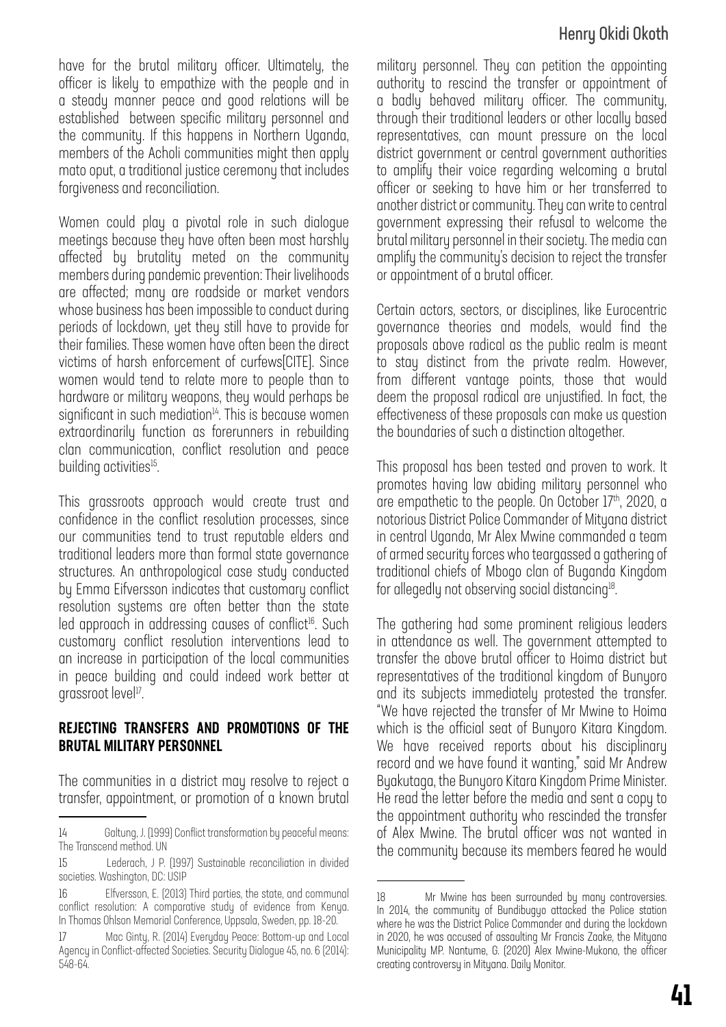have for the brutal military officer. Ultimately, the officer is likely to empathize with the people and in a steady manner peace and good relations will be established between specific military personnel and the community. If this happens in Northern Uganda, members of the Acholi communities might then apply mato oput, a traditional justice ceremony that includes forgiveness and reconciliation.

Women could play a pivotal role in such dialogue meetings because they have often been most harshly affected by brutality meted on the community members during pandemic prevention: Their livelihoods are affected; many are roadside or market vendors whose business has been impossible to conduct during periods of lockdown, yet they still have to provide for their families. These women have often been the direct victims of harsh enforcement of curfews[CITE]. Since women would tend to relate more to people than to hardware or military weapons, they would perhaps be significant in such mediation[14]. This is because women extraordinarily function as forerunners in rebuilding clan communication, conflict resolution and peace building activities[15].

This grassroots approach would create trust and confidence in the conflict resolution processes, since our communities tend to trust reputable elders and traditional leaders more than formal state governance structures. An anthropological case study conducted by Emma Eifversson indicates that customary conflict resolution systems are often better than the state led approach in addressing causes of conflict[16]. Such customary conflict resolution interventions lead to an increase in participation of the local communities in peace building and could indeed work better at grassroot level[17].

## REJECTING TRANSFERS AND PROMOTIONS OF THE BRUTAL MILITARY PERSONNEL

The communities in a district may resolve to reject a transfer, appointment, or promotion of a known brutal military personnel. They can petition the appointing authority to rescind the transfer or appointment of a badly behaved military officer. The community, through their traditional leaders or other locally based representatives, can mount pressure on the local district government or central government authorities to amplify their voice regarding welcoming a brutal officer or seeking to have him or her transferred to another district or community. They can write to central government expressing their refusal to welcome the brutal military personnel in their society. The media can amplify the community's decision to reject the transfer or appointment of a brutal officer.

Certain actors, sectors, or disciplines, like Eurocentric governance theories and models, would find the proposals above radical as the public realm is meant to stay distinct from the private realm. However, from different vantage points, those that would deem the proposal radical are unjustified. In fact, the effectiveness of these proposals can make us question the boundaries of such a distinction altogether.

This proposal has been tested and proven to work. It promotes having law abiding military personnel who are empathetic to the people. On October 17th, 2020, a notorious District Police Commander of Mityana district in central Uganda, Mr Alex Mwine commanded a team of armed security forces who teargassed a gathering of traditional chiefs of Mbogo clan of Buganda Kingdom for allegedly not observing social distancing[18].

The gathering had some prominent religious leaders in attendance as well. The government attempted to transfer the above brutal officer to Hoima district but representatives of the traditional kingdom of Bunyoro and its subjects immediately protested the transfer. "We have rejected the transfer of Mr Mwine to Hoima which is the official seat of Bunyoro Kitara Kingdom. We have received reports about his disciplinary record and we have found it wanting," said Mr Andrew Byakutaga, the Bunyoro Kitara Kingdom Prime Minister. He read the letter before the media and sent a copy to the appointment authority who rescinded the transfer of Alex Mwine. The brutal officer was not wanted in the community because its members feared he would

---

14 Galtung, J. (1999) Conflict transformation by peaceful means: The Transcend method. UN

15 Lederach, J P. (1997) Sustainable reconciliation in divided societies. Washington, DC: USIP

16 Elfversson, E. (2013) Third parties, the state, and communal conflict resolution: A comparative study of evidence from Kenya. In Thomas Ohlson Memorial Conference, Uppsala, Sweden, pp. 18-20.

17 Mac Ginty, R. (2014) Everyday Peace: Bottom-up and Local Agency in Conflict-affected Societies. Security Dialogue 45, no. 6 (2014): 548-64.

18 Mr Mwine has been surrounded by many controversies. In 2014, the community of Bundibugyo attacked the Police station where he was the District Police Commander and during the lockdown in 2020, he was accused of assaulting Mr Francis Zaake, the Mityana Municipality MP. Nantume, G. (2020) Alex Mwine-Mukono, the officer creating controversy in Mityana. Daily Monitor.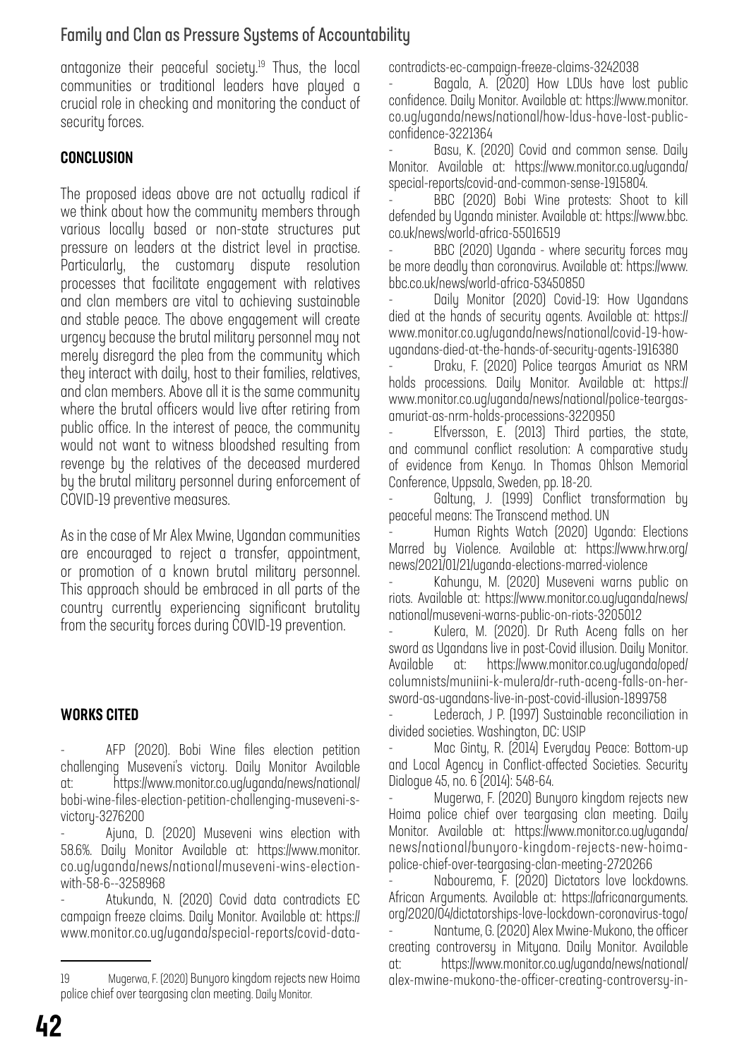antagonize their peaceful society.[19] Thus, the local communities or traditional leaders have played a crucial role in checking and monitoring the conduct of security forces.

## CONCLUSION

The proposed ideas above are not actually radical if we think about how the community members through various locally based or non-state structures put pressure on leaders at the district level in practise. Particularly, the customary dispute resolution processes that facilitate engagement with relatives and clan members are vital to achieving sustainable and stable peace. The above engagement will create urgency because the brutal military personnel may not merely disregard the plea from the community which they interact with daily, host to their families, relatives, and clan members. Above all it is the same community where the brutal officers would live after retiring from public office. In the interest of peace, the community would not want to witness bloodshed resulting from revenge by the relatives of the deceased murdered by the brutal military personnel during enforcement of COVID-19 preventive measures.

As in the case of Mr Alex Mwine, Ugandan communities are encouraged to reject a transfer, appointment, or promotion of a known brutal military personnel. This approach should be embraced in all parts of the country currently experiencing significant brutality from the security forces during COVID-19 prevention.

## WORKS CITED

- AFP (2020). Bobi Wine files election petition challenging Museveni's victory. Daily Monitor Available at: https://www.monitor.co.ug/uganda/news/national/bobi-wine-files-election-petition-challenging-museveni-s-victory-3276200
- Ajuna, D. (2020) Museveni wins election with 58.6%. Daily Monitor Available at: https://www.monitor.co.ug/uganda/news/national/museveni-wins-election-with-58-6--3258968
- Atukunda, N. (2020) Covid data contradicts EC campaign freeze claims. Daily Monitor. Available at: https://www.monitor.co.ug/uganda/special-reports/covid-data-contradicts-ec-campaign-freeze-claims-3242038
- Bagala, A. (2020) How LDUs have lost public confidence. Daily Monitor. Available at: https://www.monitor.co.ug/uganda/news/national/how-ldus-have-lost-public-confidence-3221364
- Basu, K. (2020) Covid and common sense. Daily Monitor. Available at: https://www.monitor.co.ug/uganda/special-reports/covid-and-common-sense-1915804.
- BBC (2020) Bobi Wine protests: Shoot to kill defended by Uganda minister. Available at: https://www.bbc.co.uk/news/world-africa-55016519
- BBC (2020) Uganda - where security forces may be more deadly than coronavirus. Available at: https://www.bbc.co.uk/news/world-africa-53450850
- Daily Monitor (2020) Covid-19: How Ugandans died at the hands of security agents. Available at: https://www.monitor.co.ug/uganda/news/national/covid-19-how-ugandans-died-at-the-hands-of-security-agents-1916380
- Draku, F. (2020) Police teargas Amuriat as NRM holds processions. Daily Monitor. Available at: https://www.monitor.co.ug/uganda/news/national/police-teargas-amuriat-as-nrm-holds-processions-3220950
- Elfversson, E. (2013) Third parties, the state, and communal conflict resolution: A comparative study of evidence from Kenya. In Thomas Ohlson Memorial Conference, Uppsala, Sweden, pp. 18-20.
- Galtung, J. (1999) Conflict transformation by peaceful means: The Transcend method. UN
- Human Rights Watch (2020) Uganda: Elections Marred by Violence. Available at: https://www.hrw.org/news/2021/01/21/uganda-elections-marred-violence
- Kahungu, M. (2020) Museveni warns public on riots. Available at: https://www.monitor.co.ug/uganda/news/national/museveni-warns-public-on-riots-3205012
- Kulera, M. (2020). Dr Ruth Aceng falls on her sword as Ugandans live in post-Covid illusion. Daily Monitor. Available at: https://www.monitor.co.ug/uganda/oped/columnists/muniini-k-mulera/dr-ruth-aceng-falls-on-her-sword-as-ugandans-live-in-post-covid-illusion-1899758
- Lederach, J P. (1997) Sustainable reconciliation in divided societies. Washington, DC: USIP
- Mac Ginty, R. (2014) Everyday Peace: Bottom-up and Local Agency in Conflict-affected Societies. Security Dialogue 45, no. 6 (2014): 548-64.
- Mugerwa, F. (2020) Bunyoro kingdom rejects new Hoima police chief over teargasing clan meeting. Daily Monitor. Available at: https://www.monitor.co.ug/uganda/news/national/bunyoro-kingdom-rejects-new-hoima-police-chief-over-teargasing-clan-meeting-2720266
- Nabourema, F. (2020) Dictators love lockdowns. African Arguments. Available at: https://africanarguments.org/2020/04/dictatorships-love-lockdown-coronavirus-togo/
- Nantume, G. (2020) Alex Mwine-Mukono, the officer creating controversy in Mityana. Daily Monitor. Available at: https://www.monitor.co.ug/uganda/news/national/alex-mwine-mukono-the-officer-creating-controversy-in-

[19] Mugerwa, F. (2020) Bunyoro kingdom rejects new Hoima police chief over teargasing clan meeting. Daily Monitor.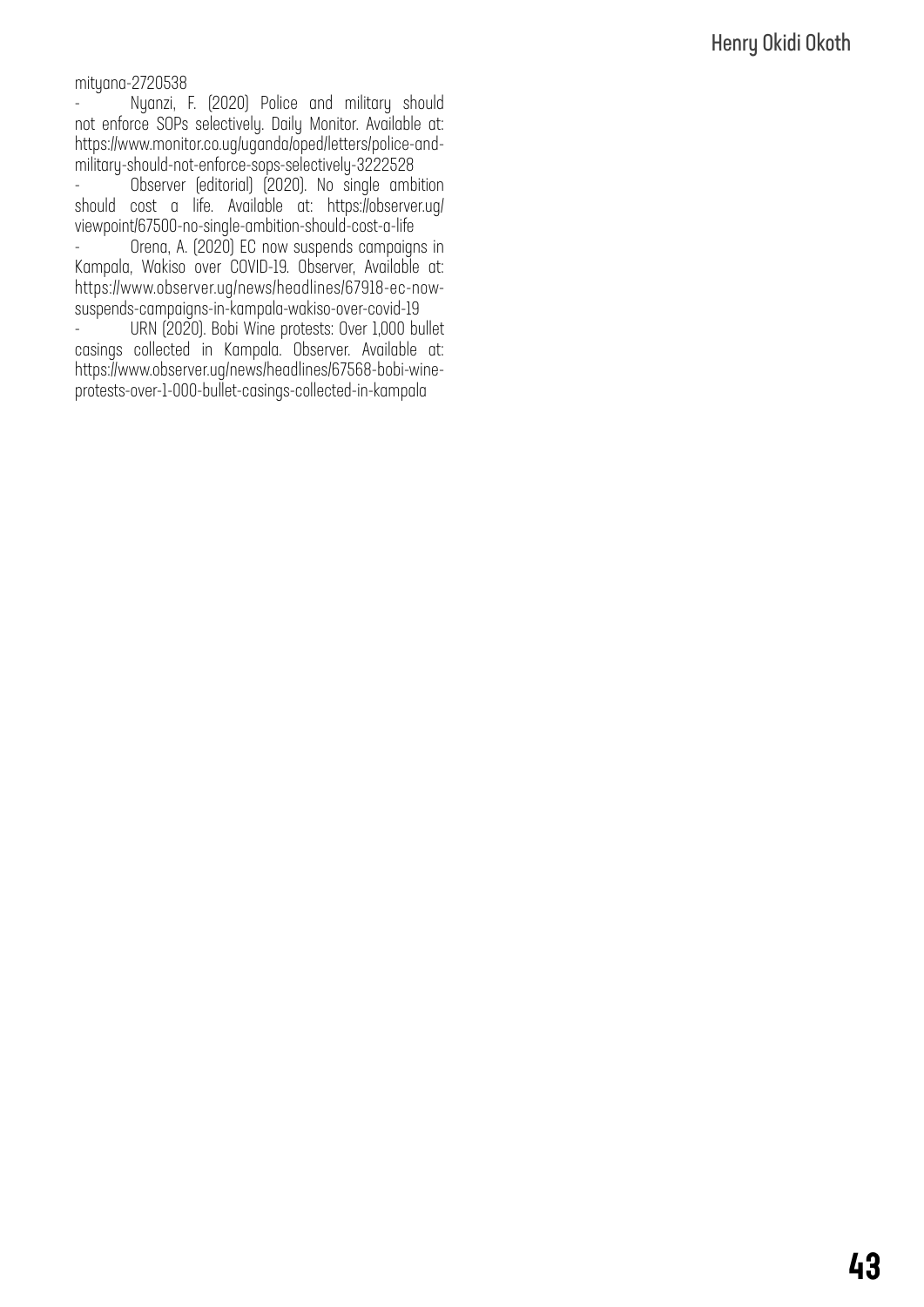mityana-2720538

- Nyanzi, F. (2020) Police and military should not enforce SOPs selectively. Daily Monitor. Available at: https://www.monitor.co.ug/uganda/oped/letters/police-and-military-should-not-enforce-sops-selectively-3222528
- Observer (editorial) (2020). No single ambition should cost a life. Available at: https://observer.ug/viewpoint/67500-no-single-ambition-should-cost-a-life
- Orena, A. (2020) EC now suspends campaigns in Kampala, Wakiso over COVID-19. Observer, Available at: https://www.observer.ug/news/headlines/67918-ec-now-suspends-campaigns-in-kampala-wakiso-over-covid-19
- URN (2020). Bobi Wine protests: Over 1,000 bullet casings collected in Kampala. Observer. Available at: https://www.observer.ug/news/headlines/67568-bobi-wine-protests-over-1-000-bullet-casings-collected-in-kampala